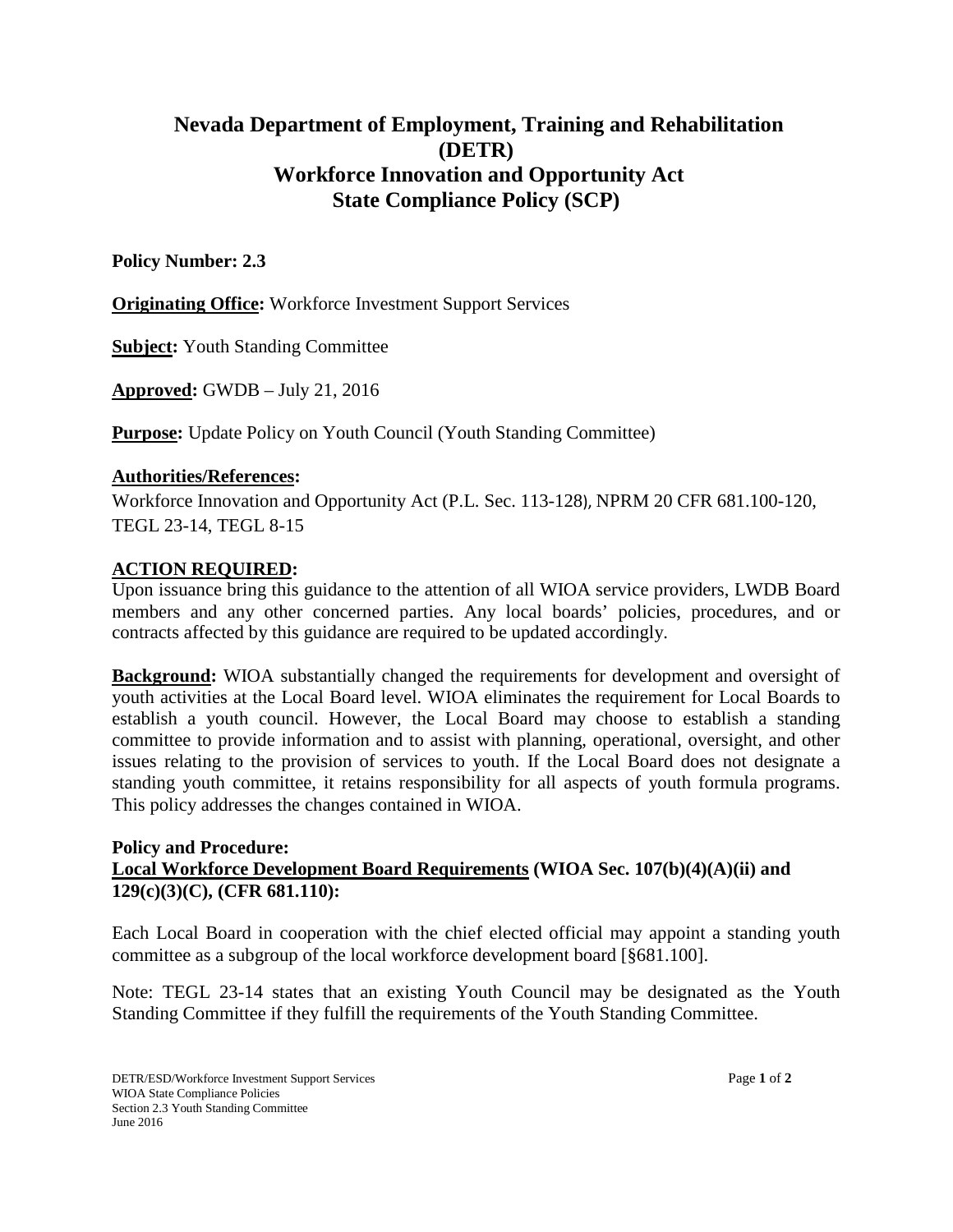# Nevada Department of Employment, Training and Rehabilitation (DETR)
# Workforce Innovation and Opportunity Act
# State Compliance Policy (SCP)

**Policy Number: 2.3**

**Originating Office:** Workforce Investment Support Services

**Subject:** Youth Standing Committee

**Approved:** GWDB – July 21, 2016

**Purpose:** Update Policy on Youth Council (Youth Standing Committee)

**Authorities/References:**
Workforce Innovation and Opportunity Act (P.L. Sec. 113-128), NPRM 20 CFR 681.100-120, TEGL 23-14, TEGL 8-15

**ACTION REQUIRED:**
Upon issuance bring this guidance to the attention of all WIOA service providers, LWDB Board members and any other concerned parties. Any local boards' policies, procedures, and or contracts affected by this guidance are required to be updated accordingly.

**Background:** WIOA substantially changed the requirements for development and oversight of youth activities at the Local Board level. WIOA eliminates the requirement for Local Boards to establish a youth council. However, the Local Board may choose to establish a standing committee to provide information and to assist with planning, operational, oversight, and other issues relating to the provision of services to youth. If the Local Board does not designate a standing youth committee, it retains responsibility for all aspects of youth formula programs. This policy addresses the changes contained in WIOA.

**Policy and Procedure:**
**Local Workforce Development Board Requirements (WIOA Sec. 107(b)(4)(A)(ii) and 129(c)(3)(C), (CFR 681.110):**

Each Local Board in cooperation with the chief elected official may appoint a standing youth committee as a subgroup of the local workforce development board [§681.100].

Note: TEGL 23-14 states that an existing Youth Council may be designated as the Youth Standing Committee if they fulfill the requirements of the Youth Standing Committee.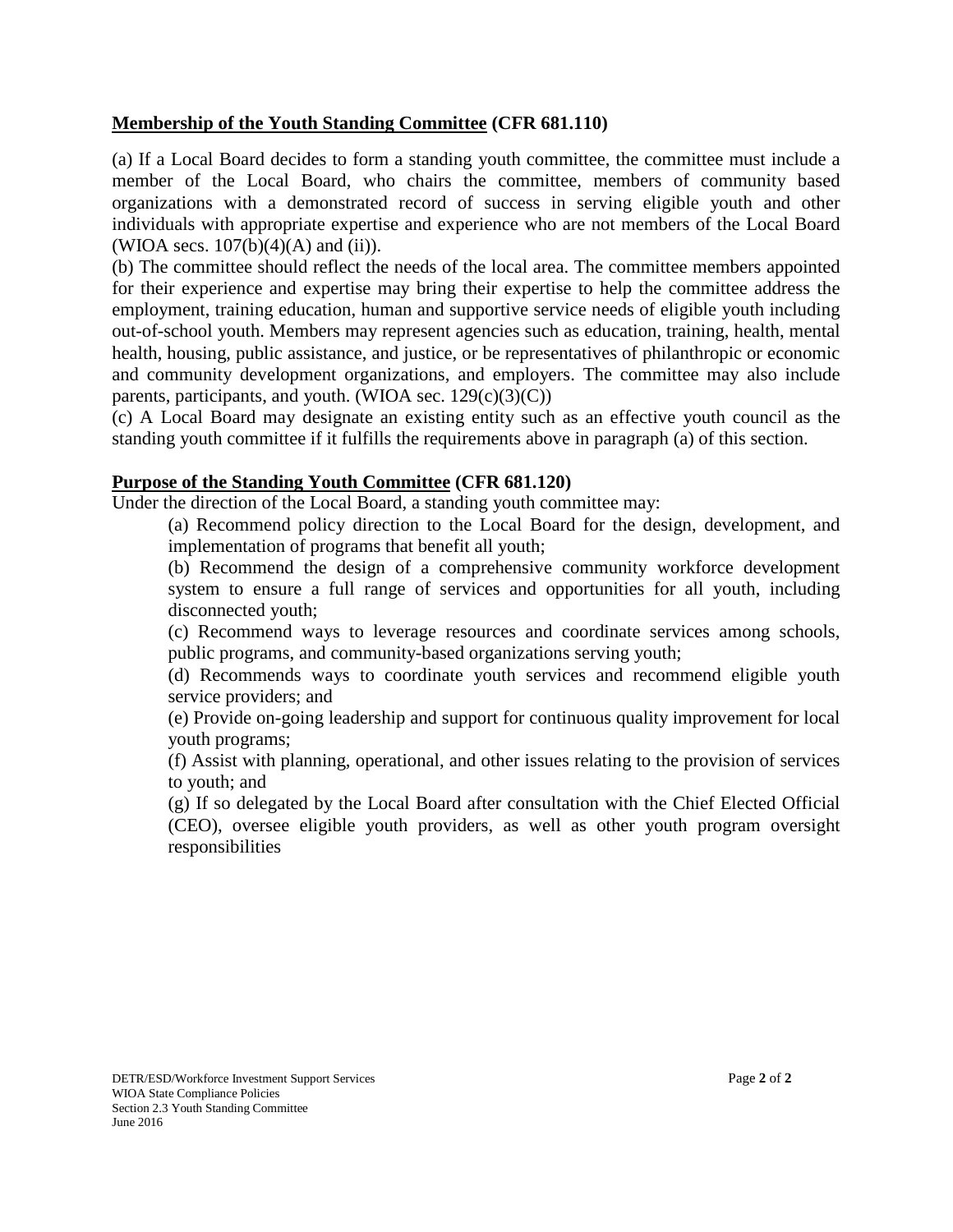**<u>Membership of the Youth Standing Committee</u> (CFR 681.110)**

(a) If a Local Board decides to form a standing youth committee, the committee must include a member of the Local Board, who chairs the committee, members of community based organizations with a demonstrated record of success in serving eligible youth and other individuals with appropriate expertise and experience who are not members of the Local Board (WIOA secs. 107(b)(4)(A) and (ii)).

(b) The committee should reflect the needs of the local area. The committee members appointed for their experience and expertise may bring their expertise to help the committee address the employment, training education, human and supportive service needs of eligible youth including out-of-school youth. Members may represent agencies such as education, training, health, mental health, housing, public assistance, and justice, or be representatives of philanthropic or economic and community development organizations, and employers. The committee may also include parents, participants, and youth. (WIOA sec. 129(c)(3)(C))

(c) A Local Board may designate an existing entity such as an effective youth council as the standing youth committee if it fulfills the requirements above in paragraph (a) of this section.

**<u>Purpose of the Standing Youth Committee</u> (CFR 681.120)**

Under the direction of the Local Board, a standing youth committee may:

(a) Recommend policy direction to the Local Board for the design, development, and implementation of programs that benefit all youth;

(b) Recommend the design of a comprehensive community workforce development system to ensure a full range of services and opportunities for all youth, including disconnected youth;

(c) Recommend ways to leverage resources and coordinate services among schools, public programs, and community-based organizations serving youth;

(d) Recommends ways to coordinate youth services and recommend eligible youth service providers; and

(e) Provide on-going leadership and support for continuous quality improvement for local youth programs;

(f) Assist with planning, operational, and other issues relating to the provision of services to youth; and

(g) If so delegated by the Local Board after consultation with the Chief Elected Official (CEO), oversee eligible youth providers, as well as other youth program oversight responsibilities